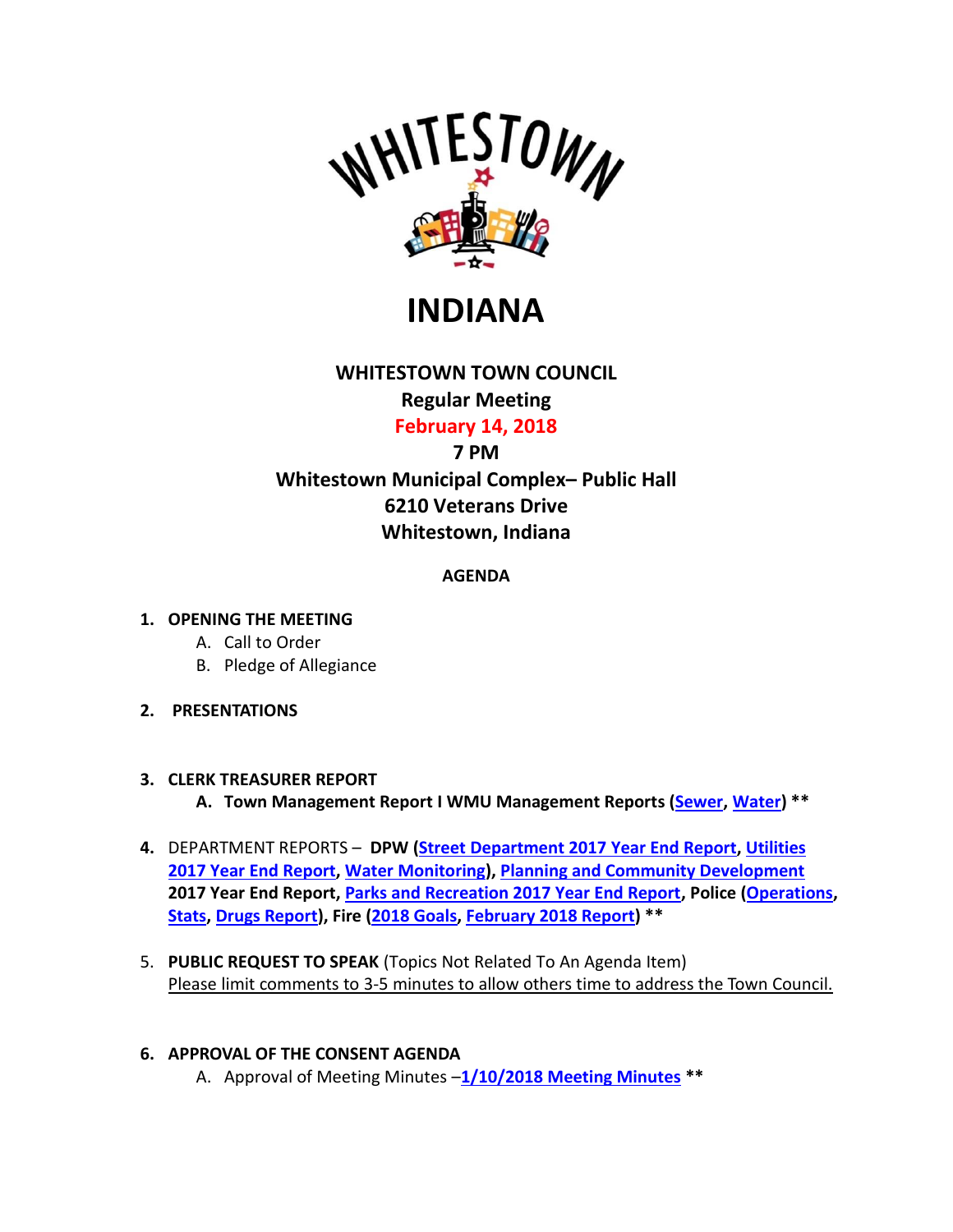WHITESTOWN

# INDIANA

## WHITESTOWN TOWN COUNCIL

**Regular Meeting**

**February 14, 2018**

**7 PM**

**Whitestown Municipal Complex– Public Hall**

**6210 Veterans Drive**

**Whitestown, Indiana**

**AGENDA**

1. **OPENING THE MEETING**
   A. Call to Order
   B. Pledge of Allegiance

2. **PRESENTATIONS**

3. **CLERK TREASURER REPORT**
   **A. Town Management Report I WMU Management Reports (Sewer, Water) \*\***

4. DEPARTMENT REPORTS – **DPW (Street Department 2017 Year End Report, Utilities 2017 Year End Report, Water Monitoring), Planning and Community Development 2017 Year End Report, Parks and Recreation 2017 Year End Report, Police (Operations, Stats, Drugs Report), Fire (2018 Goals, February 2018 Report) \*\***

5. **PUBLIC REQUEST TO SPEAK** (Topics Not Related To An Agenda Item)
   Please limit comments to 3-5 minutes to allow others time to address the Town Council.

6. **APPROVAL OF THE CONSENT AGENDA**
   A. Approval of Meeting Minutes –**1/10/2018 Meeting Minutes \*\***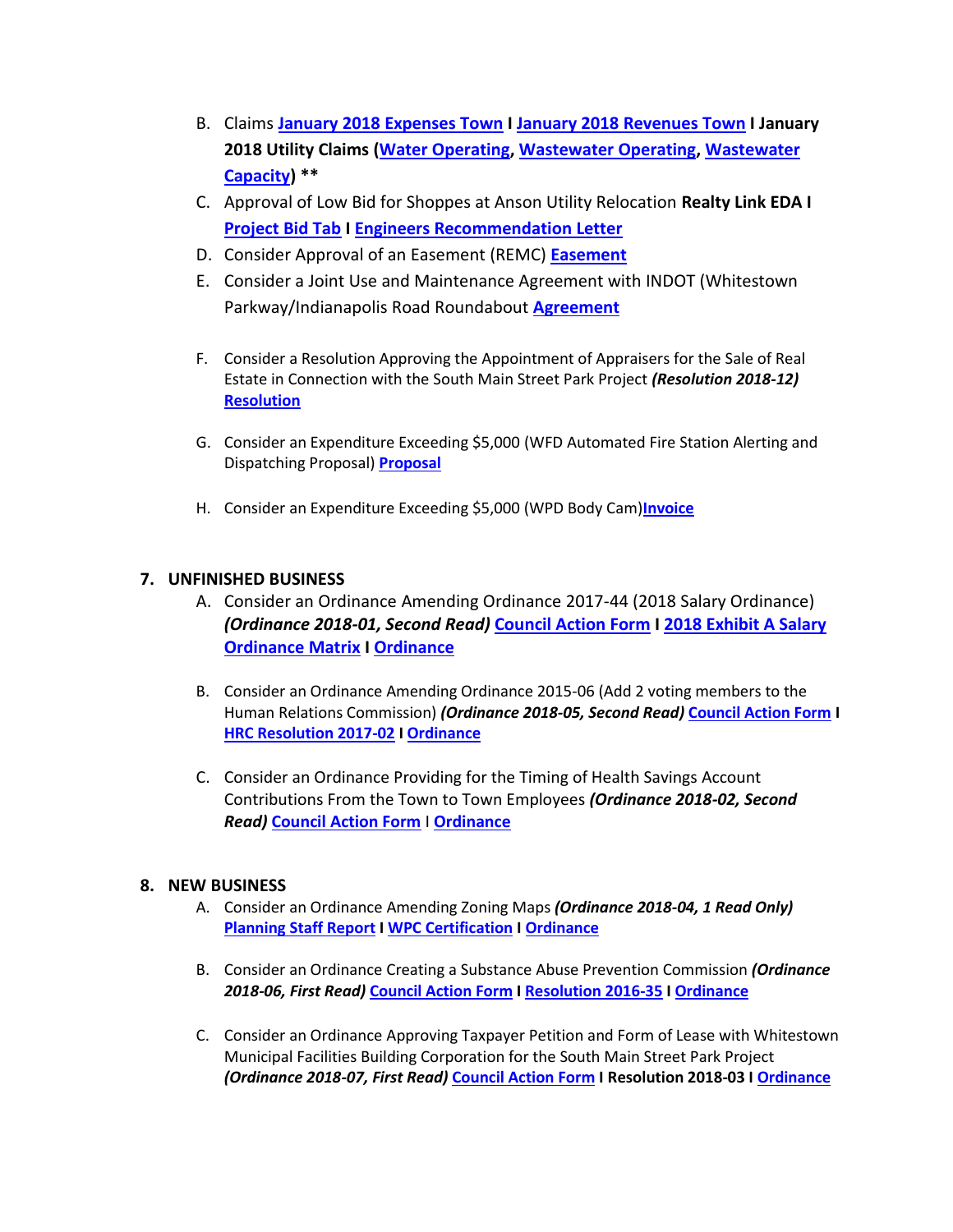B. Claims **January 2018 Expenses Town I January 2018 Revenues Town I January 2018 Utility Claims (Water Operating, Wastewater Operating, Wastewater Capacity) ****

C. Approval of Low Bid for Shoppes at Anson Utility Relocation **Realty Link EDA I Project Bid Tab I Engineers Recommendation Letter**

D. Consider Approval of an Easement (REMC) **Easement**

E. Consider a Joint Use and Maintenance Agreement with INDOT (Whitestown Parkway/Indianapolis Road Roundabout **Agreement**

F. Consider a Resolution Approving the Appointment of Appraisers for the Sale of Real Estate in Connection with the South Main Street Park Project ***(Resolution 2018-12)*** **Resolution**

G. Consider an Expenditure Exceeding $5,000 (WFD Automated Fire Station Alerting and Dispatching Proposal) **Proposal**

H. Consider an Expenditure Exceeding $5,000 (WPD Body Cam)**Invoice**

## 7. UNFINISHED BUSINESS

A. Consider an Ordinance Amending Ordinance 2017-44 (2018 Salary Ordinance) ***(Ordinance 2018-01, Second Read)*** **Council Action Form I 2018 Exhibit A Salary Ordinance Matrix I Ordinance**

B. Consider an Ordinance Amending Ordinance 2015-06 (Add 2 voting members to the Human Relations Commission) ***(Ordinance 2018-05, Second Read)*** **Council Action Form I HRC Resolution 2017-02 I Ordinance**

C. Consider an Ordinance Providing for the Timing of Health Savings Account Contributions From the Town to Town Employees ***(Ordinance 2018-02, Second Read)*** **Council Action Form** I **Ordinance**

## 8. NEW BUSINESS

A. Consider an Ordinance Amending Zoning Maps ***(Ordinance 2018-04, 1 Read Only)*** **Planning Staff Report I WPC Certification I Ordinance**

B. Consider an Ordinance Creating a Substance Abuse Prevention Commission ***(Ordinance 2018-06, First Read)*** **Council Action Form I Resolution 2016-35 I Ordinance**

C. Consider an Ordinance Approving Taxpayer Petition and Form of Lease with Whitestown Municipal Facilities Building Corporation for the South Main Street Park Project ***(Ordinance 2018-07, First Read)*** **Council Action Form I Resolution 2018-03 I Ordinance**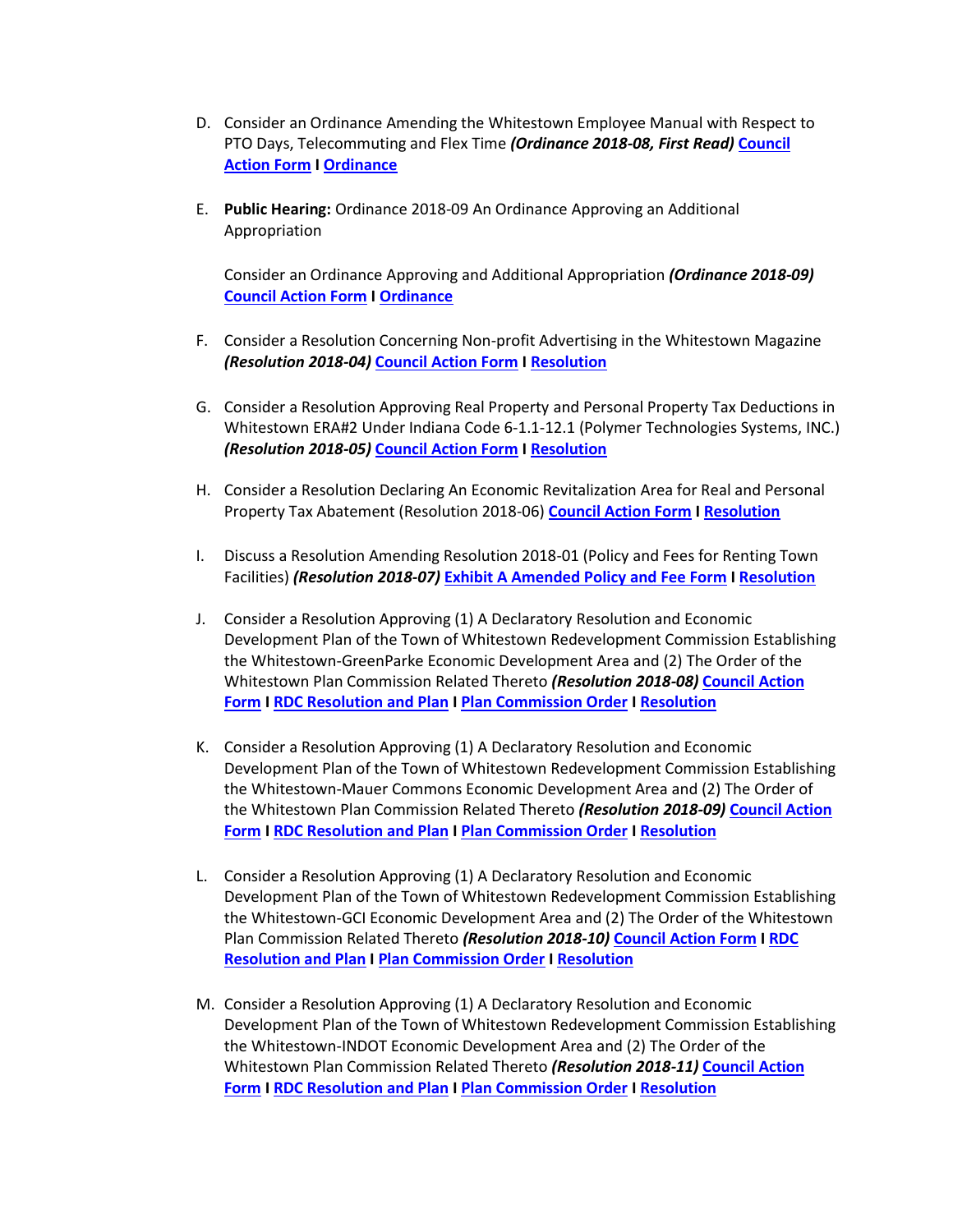D. Consider an Ordinance Amending the Whitestown Employee Manual with Respect to PTO Days, Telecommuting and Flex Time ***(Ordinance 2018-08, First Read)*** **Council Action Form** I **Ordinance**

E. **Public Hearing:** Ordinance 2018-09 An Ordinance Approving an Additional Appropriation

   Consider an Ordinance Approving and Additional Appropriation ***(Ordinance 2018-09)*** **Council Action Form** I **Ordinance**

F. Consider a Resolution Concerning Non-profit Advertising in the Whitestown Magazine ***(Resolution 2018-04)*** **Council Action Form** I **Resolution**

G. Consider a Resolution Approving Real Property and Personal Property Tax Deductions in Whitestown ERA#2 Under Indiana Code 6-1.1-12.1 (Polymer Technologies Systems, INC.) ***(Resolution 2018-05)*** **Council Action Form** I **Resolution**

H. Consider a Resolution Declaring An Economic Revitalization Area for Real and Personal Property Tax Abatement (Resolution 2018-06) **Council Action Form** I **Resolution**

I. Discuss a Resolution Amending Resolution 2018-01 (Policy and Fees for Renting Town Facilities) ***(Resolution 2018-07)*** **Exhibit A Amended Policy and Fee Form** I **Resolution**

J. Consider a Resolution Approving (1) A Declaratory Resolution and Economic Development Plan of the Town of Whitestown Redevelopment Commission Establishing the Whitestown-GreenParke Economic Development Area and (2) The Order of the Whitestown Plan Commission Related Thereto ***(Resolution 2018-08)*** **Council Action Form** I **RDC Resolution and Plan** I **Plan Commission Order** I **Resolution**

K. Consider a Resolution Approving (1) A Declaratory Resolution and Economic Development Plan of the Town of Whitestown Redevelopment Commission Establishing the Whitestown-Mauer Commons Economic Development Area and (2) The Order of the Whitestown Plan Commission Related Thereto ***(Resolution 2018-09)*** **Council Action Form** I **RDC Resolution and Plan** I **Plan Commission Order** I **Resolution**

L. Consider a Resolution Approving (1) A Declaratory Resolution and Economic Development Plan of the Town of Whitestown Redevelopment Commission Establishing the Whitestown-GCI Economic Development Area and (2) The Order of the Whitestown Plan Commission Related Thereto ***(Resolution 2018-10)*** **Council Action Form** I **RDC Resolution and Plan** I **Plan Commission Order** I **Resolution**

M. Consider a Resolution Approving (1) A Declaratory Resolution and Economic Development Plan of the Town of Whitestown Redevelopment Commission Establishing the Whitestown-INDOT Economic Development Area and (2) The Order of the Whitestown Plan Commission Related Thereto ***(Resolution 2018-11)*** **Council Action Form** I **RDC Resolution and Plan** I **Plan Commission Order** I **Resolution**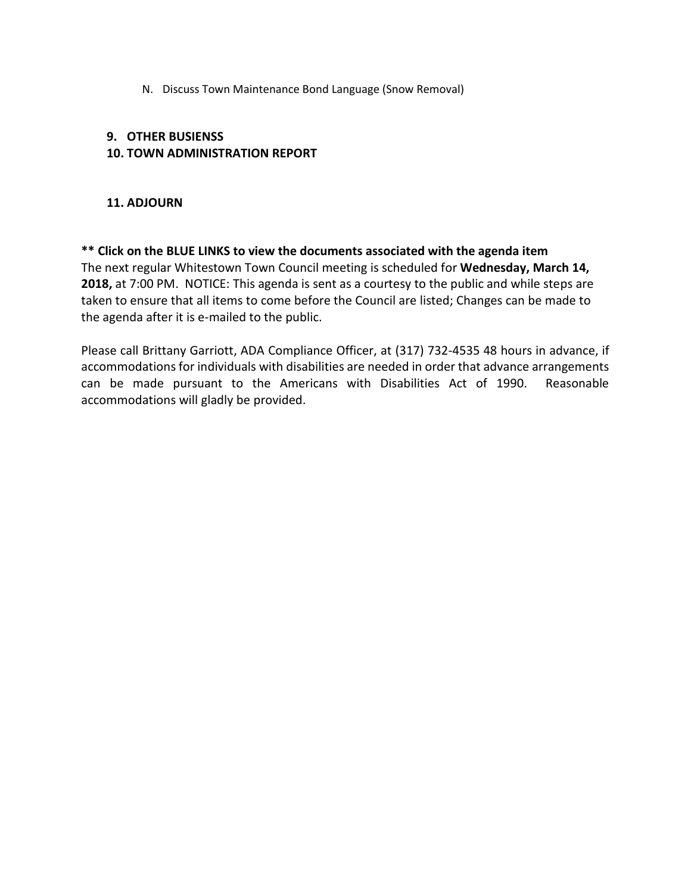N. Discuss Town Maintenance Bond Language (Snow Removal)

**9. OTHER BUSIENSS**

**10. TOWN ADMINISTRATION REPORT**

**11. ADJOURN**

**** Click on the BLUE LINKS to view the documents associated with the agenda item**
The next regular Whitestown Town Council meeting is scheduled for **Wednesday, March 14, 2018,** at 7:00 PM. NOTICE: This agenda is sent as a courtesy to the public and while steps are taken to ensure that all items to come before the Council are listed; Changes can be made to the agenda after it is e-mailed to the public.

Please call Brittany Garriott, ADA Compliance Officer, at (317) 732-4535 48 hours in advance, if accommodations for individuals with disabilities are needed in order that advance arrangements can be made pursuant to the Americans with Disabilities Act of 1990. Reasonable accommodations will gladly be provided.